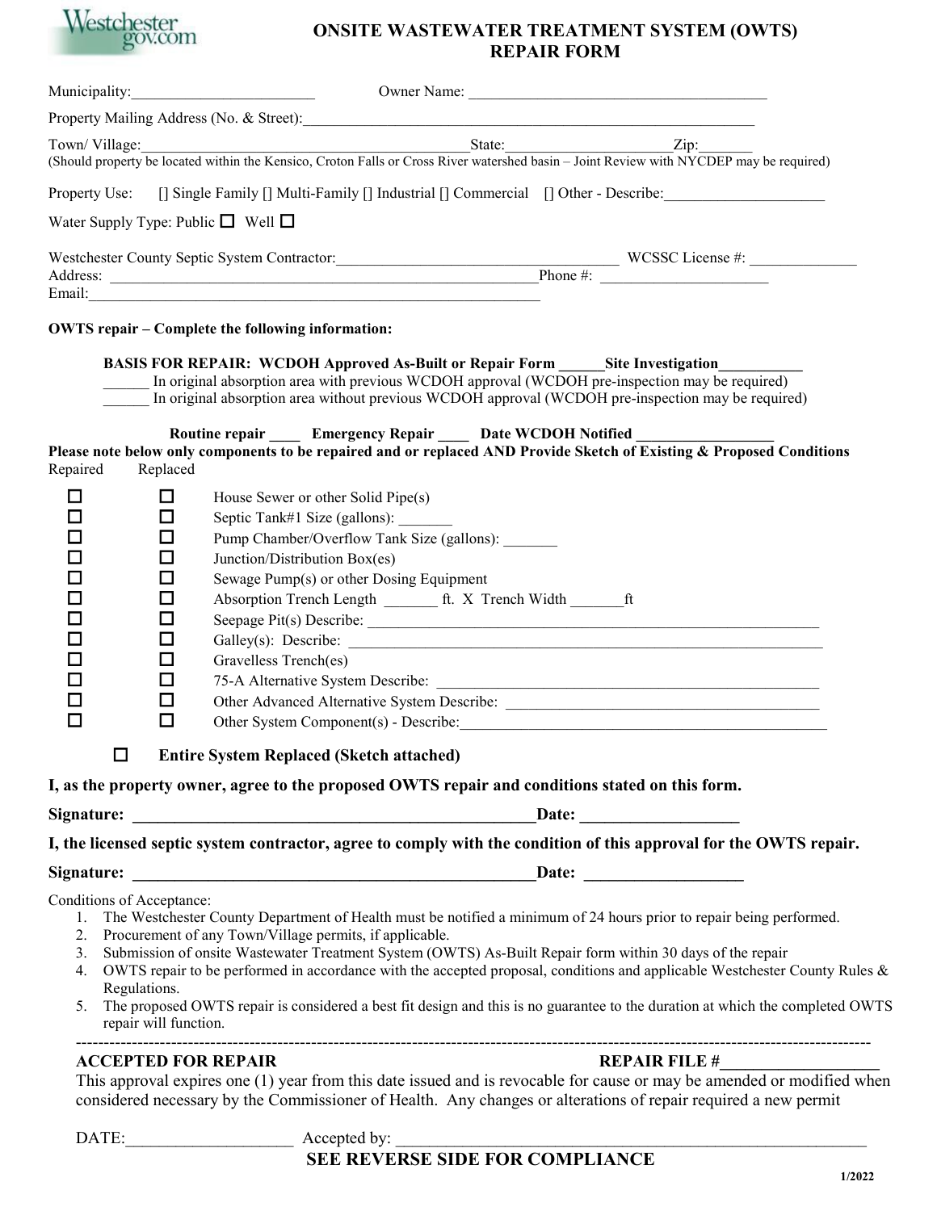Westchestergov.com

# ONSITE WASTEWATER TREATMENT SYSTEM (OWTS) REPAIR FORM

Municipality:________________________ Owner Name: ______________________________________

Property Mailing Address (No. & Street):______________________________________________________________

Town/ Village:____________________________________________State:____________________Zip:_______

(Should property be located within the Kensico, Croton Falls or Cross River watershed basin – Joint Review with NYCDEP may be required)

Property Use: [] Single Family [] Multi-Family [] Industrial [] Commercial [] Other - Describe:____________________

Water Supply Type: Public ☐ Well ☐

Westchester County Septic System Contractor:____________________________________ WCSSC License #: _____________

Address: __________________________________________________________Phone #: _____________________

Email:____________________________________________________________

**OWTS repair – Complete the following information:**

**BASIS FOR REPAIR: WCDOH Approved As-Built or Repair Form ______Site Investigation___________**

______ In original absorption area with previous WCDOH approval (WCDOH pre-inspection may be required)

______ In original absorption area without previous WCDOH approval (WCDOH pre-inspection may be required)

**Routine repair ____ Emergency Repair ____ Date WCDOH Notified _________________**

**Please note below only components to be repaired and or replaced AND Provide Sketch of Existing & Proposed Conditions**

| Repaired | Replaced | |
|---|---|---|
| ☐ | ☐ | House Sewer or other Solid Pipe(s) |
| ☐ | ☐ | Septic Tank#1 Size (gallons): _______ |
| ☐ | ☐ | Pump Chamber/Overflow Tank Size (gallons): _______ |
| ☐ | ☐ | Junction/Distribution Box(es) |
| ☐ | ☐ | Sewage Pump(s) or other Dosing Equipment |
| ☐ | ☐ | Absorption Trench Length _______ ft. X Trench Width _______ft |
| ☐ | ☐ | Seepage Pit(s) Describe: ______________________________ |
| ☐ | ☐ | Galley(s): Describe: ______________________________ |
| ☐ | ☐ | Gravelless Trench(es) |
| ☐ | ☐ | 75-A Alternative System Describe: ______________________________ |
| ☐ | ☐ | Other Advanced Alternative System Describe: ______________________________ |
| ☐ | ☐ | Other System Component(s) - Describe:______________________________ |

☐ **Entire System Replaced (Sketch attached)**

**I, as the property owner, agree to the proposed OWTS repair and conditions stated on this form.**

**Signature: ________________________________________________Date: __________________**

**I, the licensed septic system contractor, agree to comply with the condition of this approval for the OWTS repair.**

**Signature: ________________________________________________Date: __________________**

Conditions of Acceptance:

1. The Westchester County Department of Health must be notified a minimum of 24 hours prior to repair being performed.
2. Procurement of any Town/Village permits, if applicable.
3. Submission of onsite Wastewater Treatment System (OWTS) As-Built Repair form within 30 days of the repair
4. OWTS repair to be performed in accordance with the accepted proposal, conditions and applicable Westchester County Rules & Regulations.
5. The proposed OWTS repair is considered a best fit design and this is no guarantee to the duration at which the completed OWTS repair will function.

---

**ACCEPTED FOR REPAIR** **REPAIR FILE #__________________**

This approval expires one (1) year from this date issued and is revocable for cause or may be amended or modified when considered necessary by the Commissioner of Health. Any changes or alterations of repair required a new permit

DATE:___________________ Accepted by: ____________________________________________________________

**SEE REVERSE SIDE FOR COMPLIANCE**

1/2022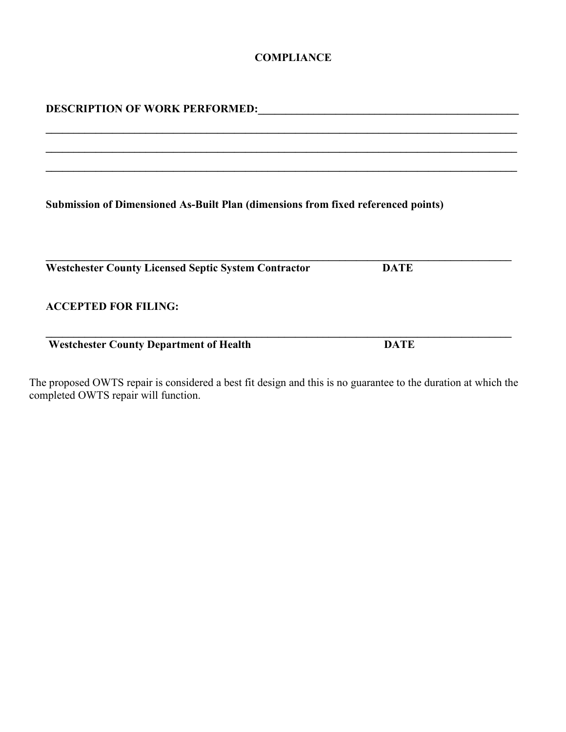## COMPLIANCE

**DESCRIPTION OF WORK PERFORMED:**__________________________________________________

________________________________________________________________________________

________________________________________________________________________________

________________________________________________________________________________

**Submission of Dimensioned As-Built Plan (dimensions from fixed referenced points)**

________________________________________________________________________________

**Westchester County Licensed Septic System Contractor** **DATE**

**ACCEPTED FOR FILING:**

________________________________________________________________________________

**Westchester County Department of Health** **DATE**

The proposed OWTS repair is considered a best fit design and this is no guarantee to the duration at which the completed OWTS repair will function.